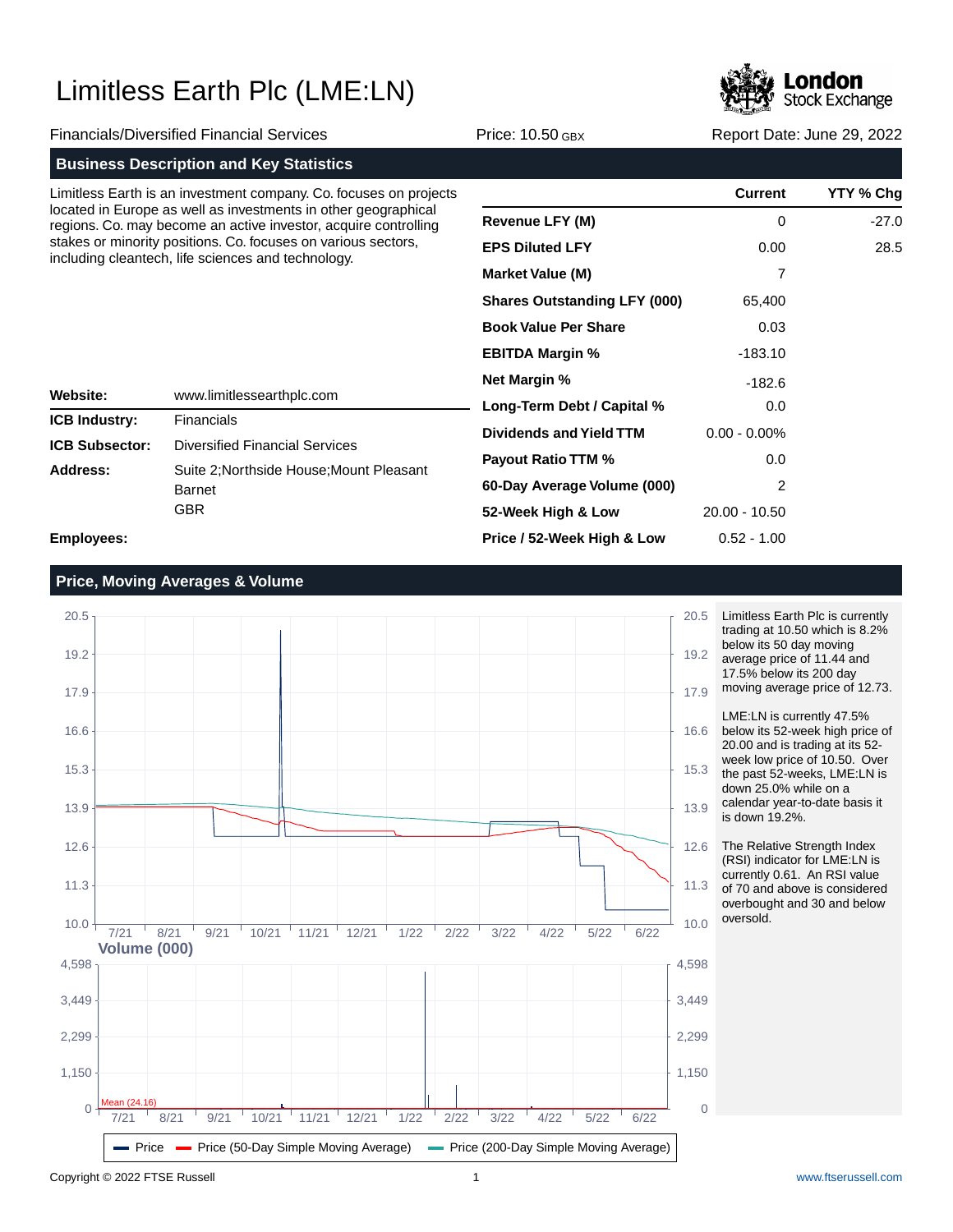# Limitless Earth Plc (LME:LN)

Financials/Diversified Financial Services

Price: 10.50 GBX

Report Date: June 29, 2022

## Business Description and Key Statistics

Limitless Earth is an investment company. Co. focuses on projects located in Europe as well as investments in other geographical regions. Co. may become an active investor, acquire controlling stakes or minority positions. Co. focuses on various sectors, including cleantech, life sciences and technology.

| | |
|---|---|
| **Website:** | www.limitlessearthplc.com |
| **ICB Industry:** | Financials |
| **ICB Subsector:** | Diversified Financial Services |
| **Address:** | Suite 2;Northside House;Mount Pleasant Barnet GBR |
| **Employees:** | |

| | Current | YTY % Chg |
|---|---|---|
| **Revenue LFY (M)** | 0 | -27.0 |
| **EPS Diluted LFY** | 0.00 | 28.5 |
| **Market Value (M)** | 7 | |
| **Shares Outstanding LFY (000)** | 65,400 | |
| **Book Value Per Share** | 0.03 | |
| **EBITDA Margin %** | -183.10 | |
| **Net Margin %** | -182.6 | |
| **Long-Term Debt / Capital %** | 0.0 | |
| **Dividends and Yield TTM** | 0.00 - 0.00% | |
| **Payout Ratio TTM %** | 0.0 | |
| **60-Day Average Volume (000)** | 2 | |
| **52-Week High & Low** | 20.00 - 10.50 | |
| **Price / 52-Week High & Low** | 0.52 - 1.00 | |

## Price, Moving Averages & Volume

20.5
19.2
17.9
16.6
15.3
13.9
12.6
11.3
10.0

7/21 8/21 9/21 10/21 11/21 12/21 1/22 2/22 3/22 4/22 5/22 6/22

Volume (000)

4,598
3,449
2,299
1,150
0

Mean (24.16)

7/21 8/21 9/21 10/21 11/21 12/21 1/22 2/22 3/22 4/22 5/22 6/22

Price — Price (50-Day Simple Moving Average) — Price (200-Day Simple Moving Average)

Limitless Earth Plc is currently trading at 10.50 which is 8.2% below its 50 day moving average price of 11.44 and 17.5% below its 200 day moving average price of 12.73.

LME:LN is currently 47.5% below its 52-week high price of 20.00 and is trading at its 52-week low price of 10.50. Over the past 52-weeks, LME:LN is down 25.0% while on a calendar year-to-date basis it is down 19.2%.

The Relative Strength Index (RSI) indicator for LME:LN is currently 0.61. An RSI value of 70 and above is considered overbought and 30 and below oversold.

Copyright © 2022 FTSE Russell

www.ftserussell.com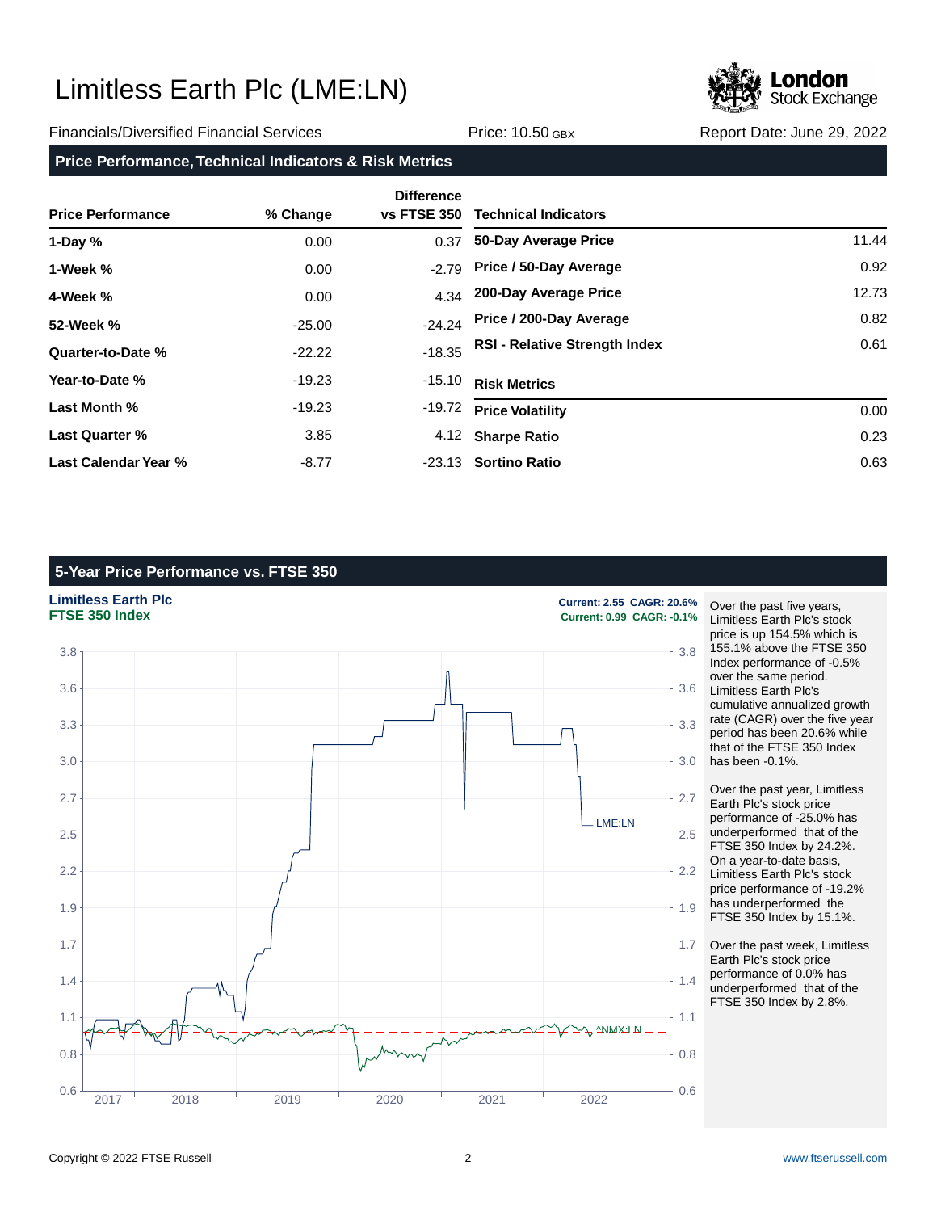# Limitless Earth Plc (LME:LN)

Financials/Diversified Financial Services | Price: 10.50 GBX | Report Date: June 29, 2022

## Price Performance, Technical Indicators & Risk Metrics

| Price Performance | % Change | Difference vs FTSE 350 |
|---|---|---|
| **1-Day %** | 0.00 | 0.37 |
| **1-Week %** | 0.00 | -2.79 |
| **4-Week %** | 0.00 | 4.34 |
| **52-Week %** | -25.00 | -24.24 |
| **Quarter-to-Date %** | -22.22 | -18.35 |
| **Year-to-Date %** | -19.23 | -15.10 |
| **Last Month %** | -19.23 | -19.72 |
| **Last Quarter %** | 3.85 | 4.12 |
| **Last Calendar Year %** | -8.77 | -23.13 |

| Technical Indicators | |
|---|---|
| **50-Day Average Price** | 11.44 |
| **Price / 50-Day Average** | 0.92 |
| **200-Day Average Price** | 12.73 |
| **Price / 200-Day Average** | 0.82 |
| **RSI - Relative Strength Index** | 0.61 |

| Risk Metrics | |
|---|---|
| **Price Volatility** | 0.00 |
| **Sharpe Ratio** | 0.23 |
| **Sortino Ratio** | 0.63 |

## 5-Year Price Performance vs. FTSE 350

**Limitless Earth Plc** Current: 2.55 CAGR: 20.6%
**FTSE 350 Index** Current: 0.99 CAGR: -0.1%

3.8
3.6
3.3
3.0
2.7
2.5
2.2
1.9
1.7
1.4
1.1
0.8
0.6

2017 2018 2019 2020 2021 2022

LME:LN
^NMX:LN

Over the past five years, Limitless Earth Plc's stock price is up 154.5% which is 155.1% above the FTSE 350 Index performance of -0.5% over the same period. Limitless Earth Plc's cumulative annualized growth rate (CAGR) over the five year period has been 20.6% while that of the FTSE 350 Index has been -0.1%.

Over the past year, Limitless Earth Plc's stock price performance of -25.0% has underperformed that of the FTSE 350 Index by 24.2%. On a year-to-date basis, Limitless Earth Plc's stock price performance of -19.2% has underperformed the FTSE 350 Index by 15.1%.

Over the past week, Limitless Earth Plc's stock price performance of 0.0% has underperformed that of the FTSE 350 Index by 2.8%.

Copyright © 2022 FTSE Russell | www.ftserussell.com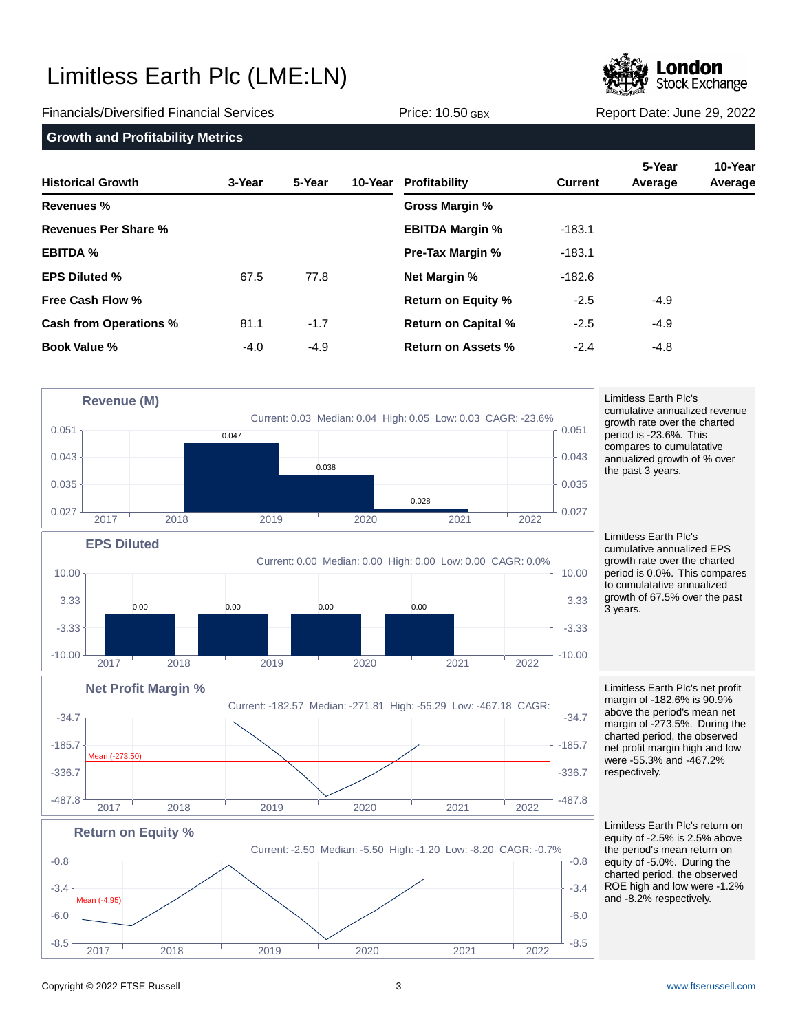# Limitless Earth Plc (LME:LN)

Financials/Diversified Financial Services | Price: 10.50 GBX | Report Date: June 29, 2022

## Growth and Profitability Metrics

| Historical Growth | 3-Year | 5-Year | 10-Year | Profitability | Current | 5-Year Average | 10-Year Average |
|---|---|---|---|---|---|---|---|
| **Revenues %** | | | | **Gross Margin %** | | | |
| **Revenues Per Share %** | | | | **EBITDA Margin %** | -183.1 | | |
| **EBITDA %** | | | | **Pre-Tax Margin %** | -183.1 | | |
| **EPS Diluted %** | 67.5 | 77.8 | | **Net Margin %** | -182.6 | | |
| **Free Cash Flow %** | | | | **Return on Equity %** | -2.5 | -4.9 | |
| **Cash from Operations %** | 81.1 | -1.7 | | **Return on Capital %** | -2.5 | -4.9 | |
| **Book Value %** | -4.0 | -4.9 | | **Return on Assets %** | -2.4 | -4.8 | |

**Revenue (M)**

Current: 0.03 Median: 0.04 High: 0.05 Low: 0.03 CAGR: -23.6%

0.051
0.043
0.035
0.027

0.047
0.038
0.028

2017 2018 2019 2020 2021 2022

Limitless Earth Plc's cumulative annualized revenue growth rate over the charted period is -23.6%. This compares to cumulatative annualized growth of % over the past 3 years.

**EPS Diluted**

Current: 0.00 Median: 0.00 High: 0.00 Low: 0.00 CAGR: 0.0%

10.00
3.33
-3.33
-10.00

0.00
0.00
0.00
0.00

2017 2018 2019 2020 2021 2022

Limitless Earth Plc's cumulative annualized EPS growth rate over the charted period is 0.0%. This compares to cumulatative annualized growth of 67.5% over the past 3 years.

**Net Profit Margin %**

Current: -182.57 Median: -271.81 High: -55.29 Low: -467.18 CAGR:

-34.7
-185.7
-336.7
-487.8

Mean (-273.50)

2017 2018 2019 2020 2021 2022

Limitless Earth Plc's net profit margin of -182.6% is 90.9% above the period's mean net margin of -273.5%. During the charted period, the observed net profit margin high and low were -55.3% and -467.2% respectively.

**Return on Equity %**

Current: -2.50 Median: -5.50 High: -1.20 Low: -8.20 CAGR: -0.7%

-0.8
-3.4
-6.0
-8.5

Mean (-4.95)

2017 2018 2019 2020 2021 2022

Limitless Earth Plc's return on equity of -2.5% is 2.5% above the period's mean return on equity of -5.0%. During the charted period, the observed ROE high and low were -1.2% and -8.2% respectively.

Copyright © 2022 FTSE Russell www.ftserussell.com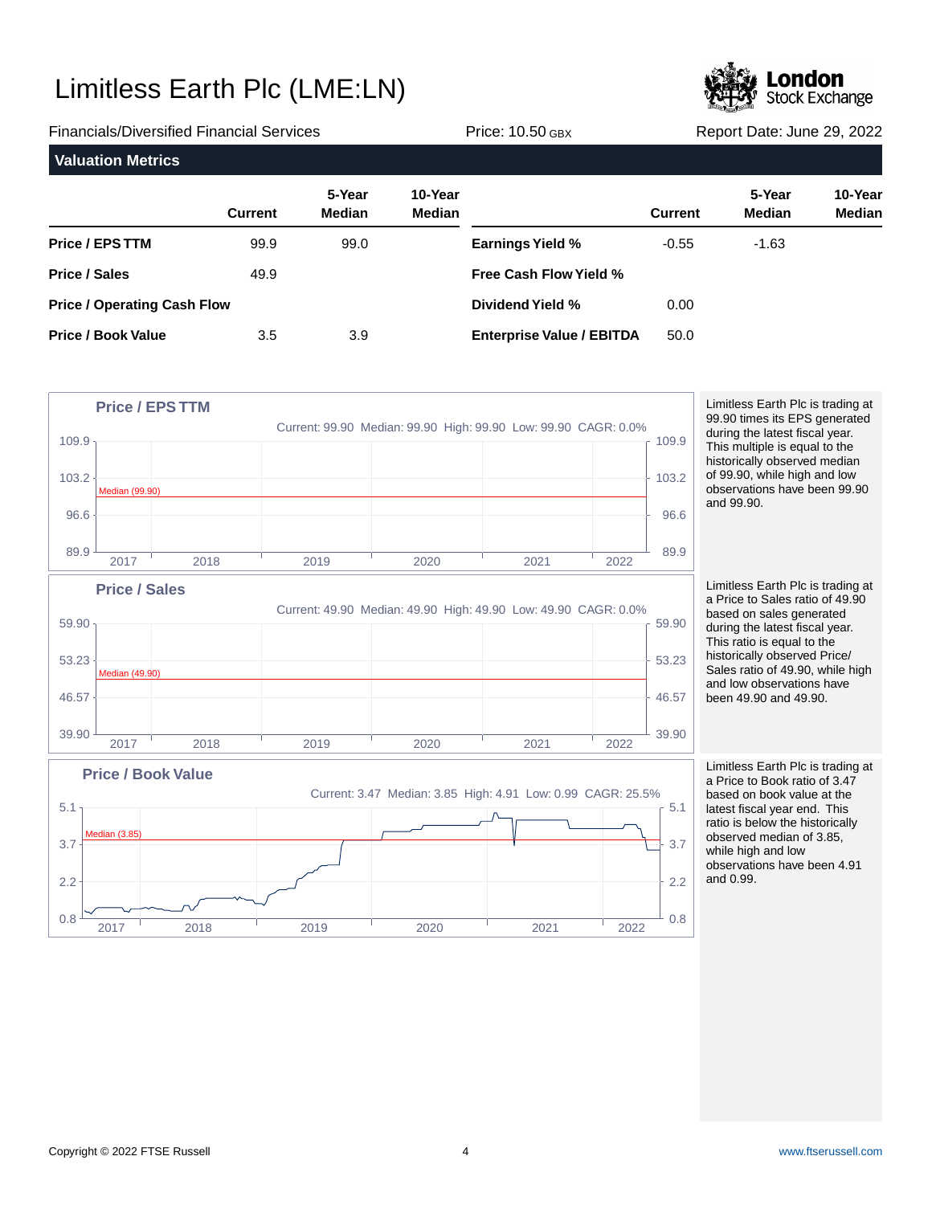# Limitless Earth Plc (LME:LN)

Financials/Diversified Financial Services | Price: 10.50 GBX | Report Date: June 29, 2022

## Valuation Metrics

| | Current | 5-Year Median | 10-Year Median | | Current | 5-Year Median | 10-Year Median |
|---|---|---|---|---|---|---|---|
| **Price / EPS TTM** | 99.9 | 99.0 | | **Earnings Yield %** | -0.55 | -1.63 | |
| **Price / Sales** | 49.9 | | | **Free Cash Flow Yield %** | | | |
| **Price / Operating Cash Flow** | | | | **Dividend Yield %** | 0.00 | | |
| **Price / Book Value** | 3.5 | 3.9 | | **Enterprise Value / EBITDA** | 50.0 | | |

### Price / EPS TTM

Current: 99.90 Median: 99.90 High: 99.90 Low: 99.90 CAGR: 0.0%

109.9
103.2
96.6
89.9
Median (99.90)
2017 2018 2019 2020 2021 2022

Limitless Earth Plc is trading at 99.90 times its EPS generated during the latest fiscal year. This multiple is equal to the historically observed median of 99.90, while high and low observations have been 99.90 and 99.90.

### Price / Sales

Current: 49.90 Median: 49.90 High: 49.90 Low: 49.90 CAGR: 0.0%

59.90
53.23
46.57
39.90
Median (49.90)
2017 2018 2019 2020 2021 2022

Limitless Earth Plc is trading at a Price to Sales ratio of 49.90 based on sales generated during the latest fiscal year. This ratio is equal to the historically observed Price/ Sales ratio of 49.90, while high and low observations have been 49.90 and 49.90.

### Price / Book Value

Current: 3.47 Median: 3.85 High: 4.91 Low: 0.99 CAGR: 25.5%

5.1
3.7
2.2
0.8
Median (3.85)
2017 2018 2019 2020 2021 2022

Limitless Earth Plc is trading at a Price to Book ratio of 3.47 based on book value at the latest fiscal year end. This ratio is below the historically observed median of 3.85, while high and low observations have been 4.91 and 0.99.

Copyright © 2022 FTSE Russell

www.ftserussell.com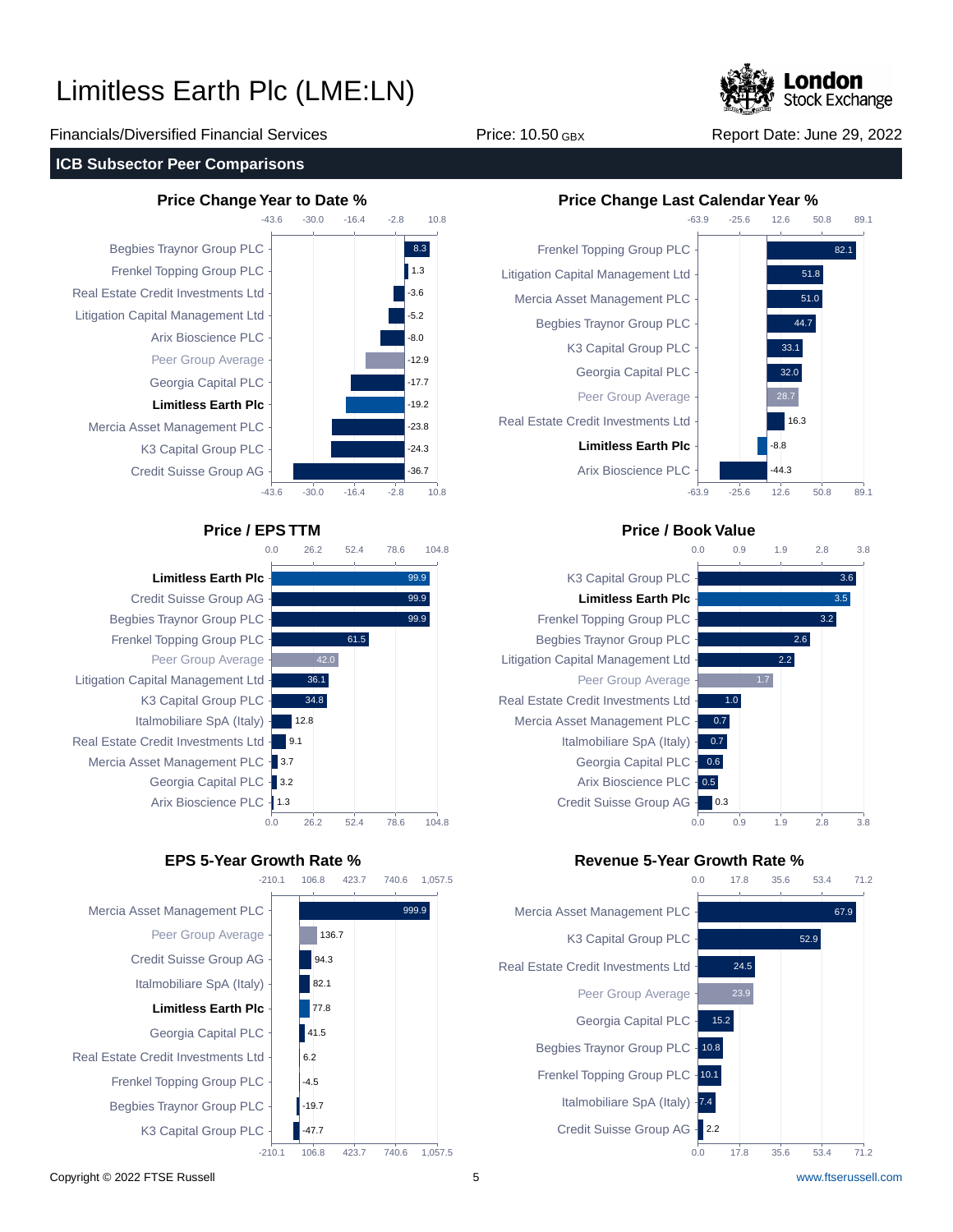# Limitless Earth Plc (LME:LN)

Financials/Diversified Financial Services

Price: 10.50 GBX

Report Date: June 29, 2022

## ICB Subsector Peer Comparisons

### Price Change Year to Date %

-43.6 -30.0 -16.4 -2.8 10.8

Begbies Traynor Group PLC 8.3
Frenkel Topping Group PLC 1.3
Real Estate Credit Investments Ltd -3.6
Litigation Capital Management Ltd -5.2
Arix Bioscience PLC -8.0
Peer Group Average -12.9
Georgia Capital PLC -17.7
**Limitless Earth Plc** -19.2
Mercia Asset Management PLC -23.8
K3 Capital Group PLC -24.3
Credit Suisse Group AG -36.7

### Price Change Last Calendar Year %

-63.9 -25.6 12.6 50.8 89.1

Frenkel Topping Group PLC 82.1
Litigation Capital Management Ltd 51.8
Mercia Asset Management PLC 51.0
Begbies Traynor Group PLC 44.7
K3 Capital Group PLC 33.1
Georgia Capital PLC 32.0
Peer Group Average 28.7
Real Estate Credit Investments Ltd 16.3
**Limitless Earth Plc** -8.8
Arix Bioscience PLC -44.3

### Price / EPS TTM

0.0 26.2 52.4 78.6 104.8

**Limitless Earth Plc** 99.9
Credit Suisse Group AG 99.9
Begbies Traynor Group PLC 99.9
Frenkel Topping Group PLC 61.5
Peer Group Average 42.0
Litigation Capital Management Ltd 36.1
K3 Capital Group PLC 34.8
Italmobiliare SpA (Italy) 12.8
Real Estate Credit Investments Ltd 9.1
Mercia Asset Management PLC 3.7
Georgia Capital PLC 3.2
Arix Bioscience PLC 1.3

### Price / Book Value

0.0 0.9 1.9 2.8 3.8

K3 Capital Group PLC 3.6
**Limitless Earth Plc** 3.5
Frenkel Topping Group PLC 3.2
Begbies Traynor Group PLC 2.6
Litigation Capital Management Ltd 2.2
Peer Group Average 1.7
Real Estate Credit Investments Ltd 1.0
Mercia Asset Management PLC 0.7
Italmobiliare SpA (Italy) 0.7
Georgia Capital PLC 0.6
Arix Bioscience PLC 0.5
Credit Suisse Group AG 0.3

### EPS 5-Year Growth Rate %

-210.1 106.8 423.7 740.6 1,057.5

Mercia Asset Management PLC 999.9
Peer Group Average 136.7
Credit Suisse Group AG 94.3
Italmobiliare SpA (Italy) 82.1
**Limitless Earth Plc** 77.8
Georgia Capital PLC 41.5
Real Estate Credit Investments Ltd 6.2
Frenkel Topping Group PLC -4.5
Begbies Traynor Group PLC -19.7
K3 Capital Group PLC -47.7

### Revenue 5-Year Growth Rate %

0.0 17.8 35.6 53.4 71.2

Mercia Asset Management PLC 67.9
K3 Capital Group PLC 52.9
Real Estate Credit Investments Ltd 24.5
Peer Group Average 23.9
Georgia Capital PLC 15.2
Begbies Traynor Group PLC 10.8
Frenkel Topping Group PLC 10.1
Italmobiliare SpA (Italy) 7.4
Credit Suisse Group AG 2.2

Copyright © 2022 FTSE Russell

www.ftserussell.com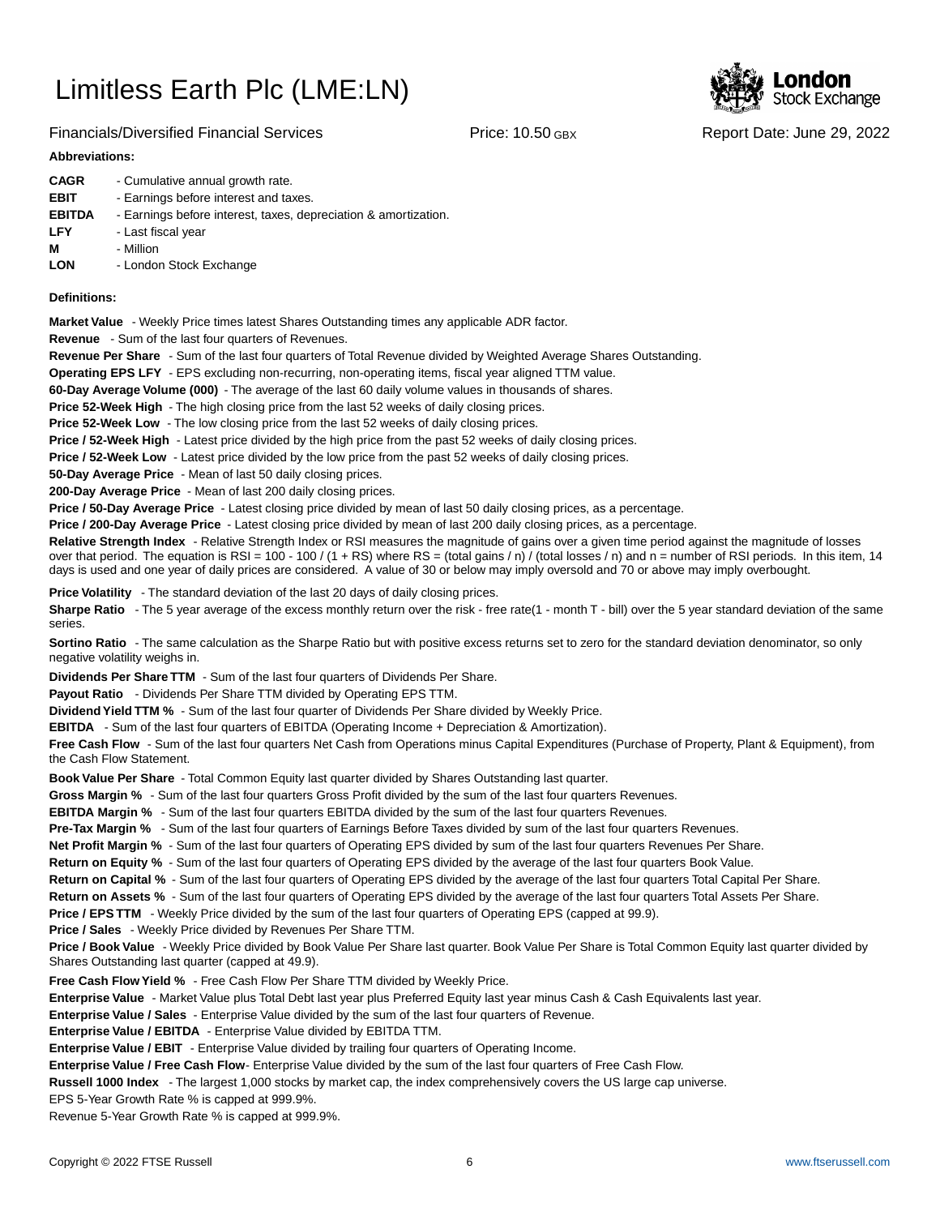# Limitless Earth Plc (LME:LN)

Financials/Diversified Financial Services | Price: 10.50 GBX | Report Date: June 29, 2022

**Abbreviations:**

**CAGR** - Cumulative annual growth rate.
**EBIT** - Earnings before interest and taxes.
**EBITDA** - Earnings before interest, taxes, depreciation & amortization.
**LFY** - Last fiscal year
**M** - Million
**LON** - London Stock Exchange

**Definitions:**

**Market Value** - Weekly Price times latest Shares Outstanding times any applicable ADR factor.
**Revenue** - Sum of the last four quarters of Revenues.
**Revenue Per Share** - Sum of the last four quarters of Total Revenue divided by Weighted Average Shares Outstanding.
**Operating EPS LFY** - EPS excluding non-recurring, non-operating items, fiscal year aligned TTM value.
**60-Day Average Volume (000)** - The average of the last 60 daily volume values in thousands of shares.
**Price 52-Week High** - The high closing price from the last 52 weeks of daily closing prices.
**Price 52-Week Low** - The low closing price from the last 52 weeks of daily closing prices.
**Price / 52-Week High** - Latest price divided by the high price from the past 52 weeks of daily closing prices.
**Price / 52-Week Low** - Latest price divided by the low price from the past 52 weeks of daily closing prices.
**50-Day Average Price** - Mean of last 50 daily closing prices.
**200-Day Average Price** - Mean of last 200 daily closing prices.
**Price / 50-Day Average Price** - Latest closing price divided by mean of last 50 daily closing prices, as a percentage.
**Price / 200-Day Average Price** - Latest closing price divided by mean of last 200 daily closing prices, as a percentage.
**Relative Strength Index** - Relative Strength Index or RSI measures the magnitude of gains over a given time period against the magnitude of losses over that period. The equation is RSI = 100 - 100 / (1 + RS) where RS = (total gains / n) / (total losses / n) and n = number of RSI periods. In this item, 14 days is used and one year of daily prices are considered. A value of 30 or below may imply oversold and 70 or above may imply overbought.
**Price Volatility** - The standard deviation of the last 20 days of daily closing prices.
**Sharpe Ratio** - The 5 year average of the excess monthly return over the risk - free rate(1 - month T - bill) over the 5 year standard deviation of the same series.
**Sortino Ratio** - The same calculation as the Sharpe Ratio but with positive excess returns set to zero for the standard deviation denominator, so only negative volatility weighs in.
**Dividends Per Share TTM** - Sum of the last four quarters of Dividends Per Share.
**Payout Ratio** - Dividends Per Share TTM divided by Operating EPS TTM.
**Dividend Yield TTM %** - Sum of the last four quarter of Dividends Per Share divided by Weekly Price.
**EBITDA** - Sum of the last four quarters of EBITDA (Operating Income + Depreciation & Amortization).
**Free Cash Flow** - Sum of the last four quarters Net Cash from Operations minus Capital Expenditures (Purchase of Property, Plant & Equipment), from the Cash Flow Statement.
**Book Value Per Share** - Total Common Equity last quarter divided by Shares Outstanding last quarter.
**Gross Margin %** - Sum of the last four quarters Gross Profit divided by the sum of the last four quarters Revenues.
**EBITDA Margin %** - Sum of the last four quarters EBITDA divided by the sum of the last four quarters Revenues.
**Pre-Tax Margin %** - Sum of the last four quarters of Earnings Before Taxes divided by sum of the last four quarters Revenues.
**Net Profit Margin %** - Sum of the last four quarters of Operating EPS divided by sum of the last four quarters Revenues Per Share.
**Return on Equity %** - Sum of the last four quarters of Operating EPS divided by the average of the last four quarters Book Value.
**Return on Capital %** - Sum of the last four quarters of Operating EPS divided by the average of the last four quarters Total Capital Per Share.
**Return on Assets %** - Sum of the last four quarters of Operating EPS divided by the average of the last four quarters Total Assets Per Share.
**Price / EPS TTM** - Weekly Price divided by the sum of the last four quarters of Operating EPS (capped at 99.9).
**Price / Sales** - Weekly Price divided by Revenues Per Share TTM.
**Price / Book Value** - Weekly Price divided by Book Value Per Share last quarter. Book Value Per Share is Total Common Equity last quarter divided by Shares Outstanding last quarter (capped at 49.9).
**Free Cash Flow Yield %** - Free Cash Flow Per Share TTM divided by Weekly Price.
**Enterprise Value** - Market Value plus Total Debt last year plus Preferred Equity last year minus Cash & Cash Equivalents last year.
**Enterprise Value / Sales** - Enterprise Value divided by the sum of the last four quarters of Revenue.
**Enterprise Value / EBITDA** - Enterprise Value divided by EBITDA TTM.
**Enterprise Value / EBIT** - Enterprise Value divided by trailing four quarters of Operating Income.
**Enterprise Value / Free Cash Flow**- Enterprise Value divided by the sum of the last four quarters of Free Cash Flow.
**Russell 1000 Index** - The largest 1,000 stocks by market cap, the index comprehensively covers the US large cap universe.
EPS 5-Year Growth Rate % is capped at 999.9%.
Revenue 5-Year Growth Rate % is capped at 999.9%.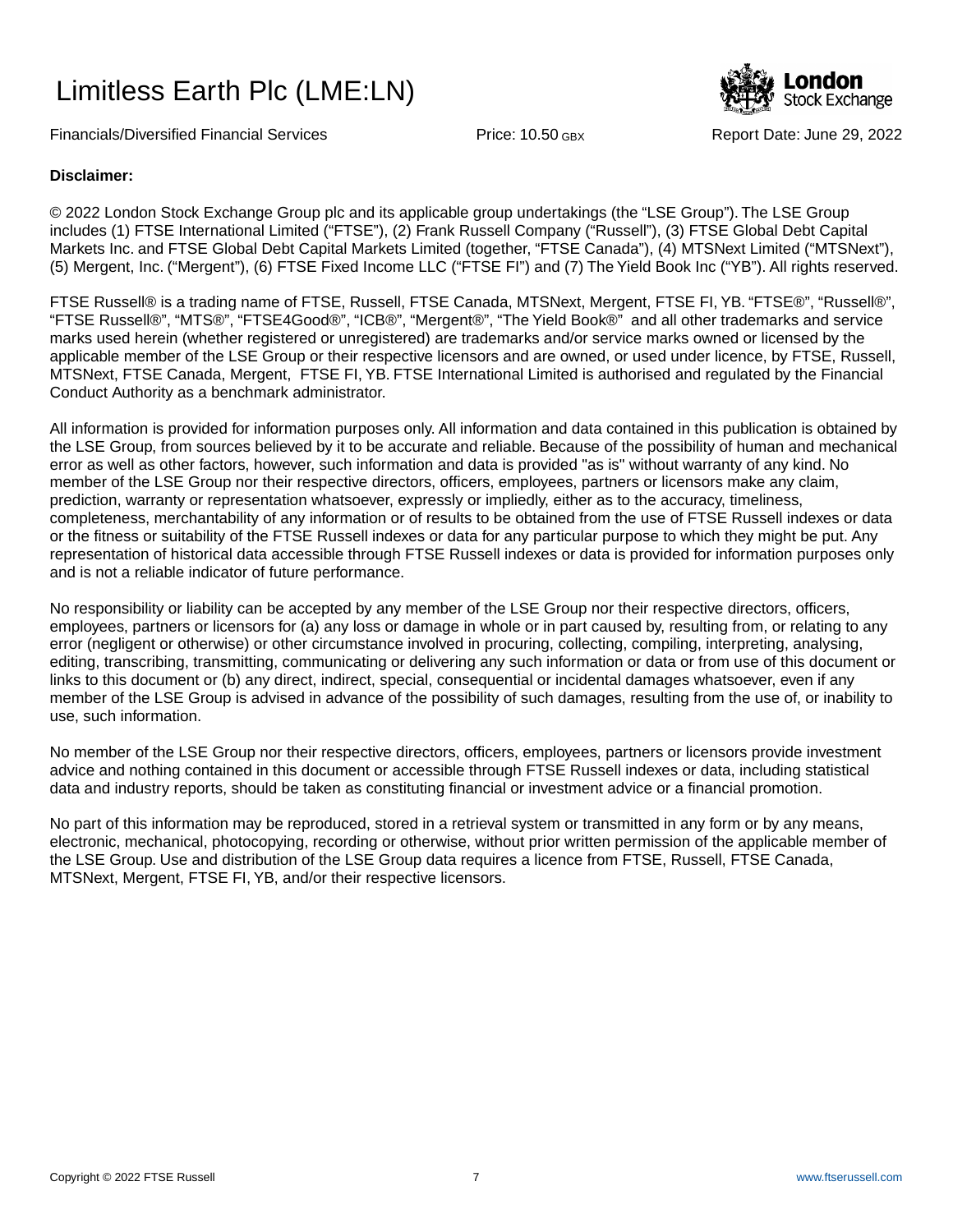# Limitless Earth Plc (LME:LN)

Financials/Diversified Financial Services | Price: 10.50 GBX | Report Date: June 29, 2022

**Disclaimer:**

© 2022 London Stock Exchange Group plc and its applicable group undertakings (the "LSE Group"). The LSE Group includes (1) FTSE International Limited ("FTSE"), (2) Frank Russell Company ("Russell"), (3) FTSE Global Debt Capital Markets Inc. and FTSE Global Debt Capital Markets Limited (together, "FTSE Canada"), (4) MTSNext Limited ("MTSNext"), (5) Mergent, Inc. ("Mergent"), (6) FTSE Fixed Income LLC ("FTSE FI") and (7) The Yield Book Inc ("YB"). All rights reserved.

FTSE Russell® is a trading name of FTSE, Russell, FTSE Canada, MTSNext, Mergent, FTSE FI, YB. "FTSE®", "Russell®", "FTSE Russell®", "MTS®", "FTSE4Good®", "ICB®", "Mergent®", "The Yield Book®" and all other trademarks and service marks used herein (whether registered or unregistered) are trademarks and/or service marks owned or licensed by the applicable member of the LSE Group or their respective licensors and are owned, or used under licence, by FTSE, Russell, MTSNext, FTSE Canada, Mergent, FTSE FI, YB. FTSE International Limited is authorised and regulated by the Financial Conduct Authority as a benchmark administrator.

All information is provided for information purposes only. All information and data contained in this publication is obtained by the LSE Group, from sources believed by it to be accurate and reliable. Because of the possibility of human and mechanical error as well as other factors, however, such information and data is provided "as is" without warranty of any kind. No member of the LSE Group nor their respective directors, officers, employees, partners or licensors make any claim, prediction, warranty or representation whatsoever, expressly or impliedly, either as to the accuracy, timeliness, completeness, merchantability of any information or of results to be obtained from the use of FTSE Russell indexes or data or the fitness or suitability of the FTSE Russell indexes or data for any particular purpose to which they might be put. Any representation of historical data accessible through FTSE Russell indexes or data is provided for information purposes only and is not a reliable indicator of future performance.

No responsibility or liability can be accepted by any member of the LSE Group nor their respective directors, officers, employees, partners or licensors for (a) any loss or damage in whole or in part caused by, resulting from, or relating to any error (negligent or otherwise) or other circumstance involved in procuring, collecting, compiling, interpreting, analysing, editing, transcribing, transmitting, communicating or delivering any such information or data or from use of this document or links to this document or (b) any direct, indirect, special, consequential or incidental damages whatsoever, even if any member of the LSE Group is advised in advance of the possibility of such damages, resulting from the use of, or inability to use, such information.

No member of the LSE Group nor their respective directors, officers, employees, partners or licensors provide investment advice and nothing contained in this document or accessible through FTSE Russell indexes or data, including statistical data and industry reports, should be taken as constituting financial or investment advice or a financial promotion.

No part of this information may be reproduced, stored in a retrieval system or transmitted in any form or by any means, electronic, mechanical, photocopying, recording or otherwise, without prior written permission of the applicable member of the LSE Group. Use and distribution of the LSE Group data requires a licence from FTSE, Russell, FTSE Canada, MTSNext, Mergent, FTSE FI, YB, and/or their respective licensors.